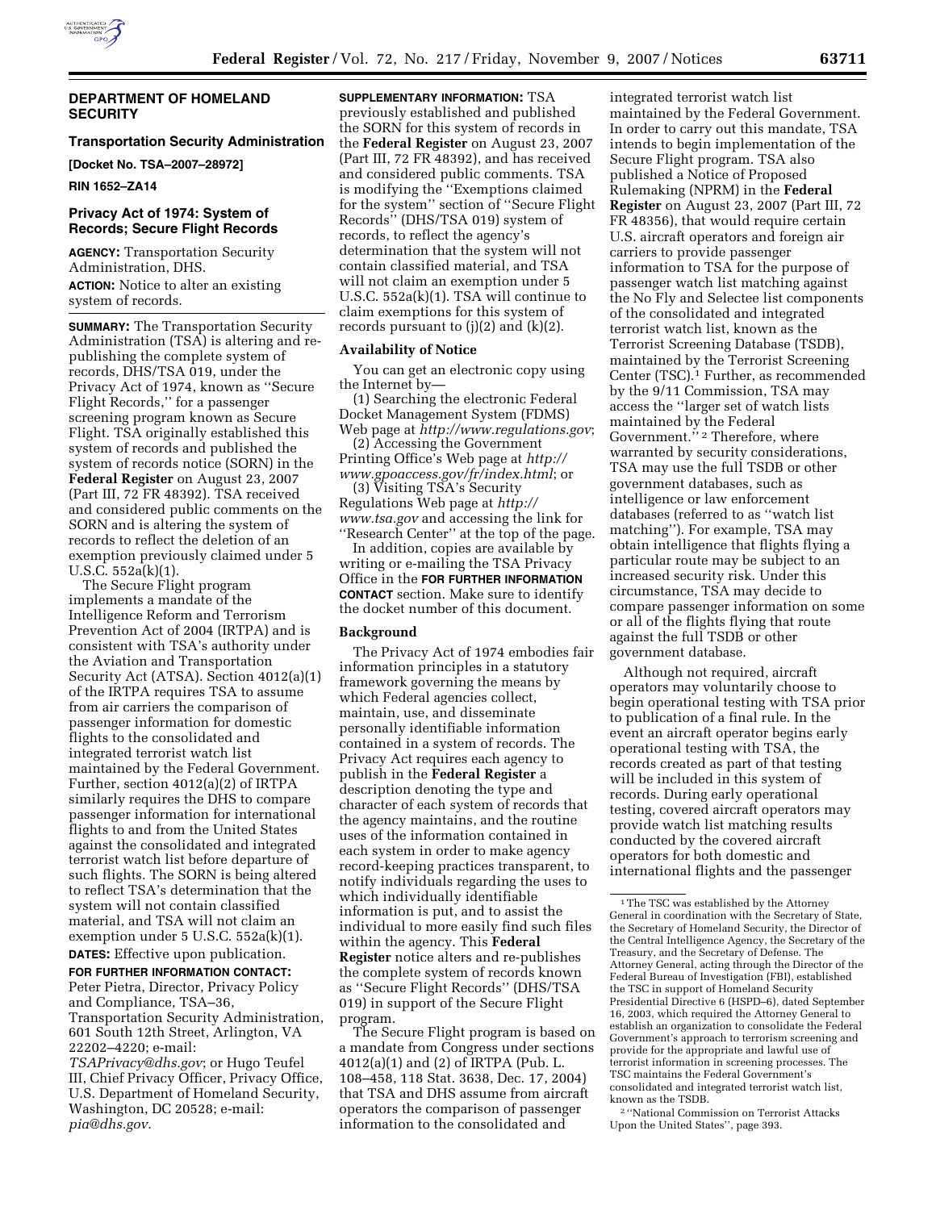## DEPARTMENT OF HOMELAND SECURITY

### Transportation Security Administration

**[Docket No. TSA–2007–28972]**

**RIN 1652–ZA14**

### Privacy Act of 1974: System of Records; Secure Flight Records

**AGENCY:** Transportation Security Administration, DHS.

**ACTION:** Notice to alter an existing system of records.

**SUMMARY:** The Transportation Security Administration (TSA) is altering and re-publishing the complete system of records, DHS/TSA 019, under the Privacy Act of 1974, known as ''Secure Flight Records,'' for a passenger screening program known as Secure Flight. TSA originally established this system of records and published the system of records notice (SORN) in the **Federal Register** on August 23, 2007 (Part III, 72 FR 48392). TSA received and considered public comments on the SORN and is altering the system of records to reflect the deletion of an exemption previously claimed under 5 U.S.C. 552a(k)(1).

The Secure Flight program implements a mandate of the Intelligence Reform and Terrorism Prevention Act of 2004 (IRTPA) and is consistent with TSA's authority under the Aviation and Transportation Security Act (ATSA). Section 4012(a)(1) of the IRTPA requires TSA to assume from air carriers the comparison of passenger information for domestic flights to the consolidated and integrated terrorist watch list maintained by the Federal Government. Further, section 4012(a)(2) of IRTPA similarly requires the DHS to compare passenger information for international flights to and from the United States against the consolidated and integrated terrorist watch list before departure of such flights. The SORN is being altered to reflect TSA's determination that the system will not contain classified material, and TSA will not claim an exemption under 5 U.S.C. 552a(k)(1).

**DATES:** Effective upon publication.

**FOR FURTHER INFORMATION CONTACT:** Peter Pietra, Director, Privacy Policy and Compliance, TSA–36, Transportation Security Administration, 601 South 12th Street, Arlington, VA 22202–4220; e-mail: *TSAPrivacy@dhs.gov*; or Hugo Teufel III, Chief Privacy Officer, Privacy Office, U.S. Department of Homeland Security, Washington, DC 20528; e-mail: *pia@dhs.gov.*

**SUPPLEMENTARY INFORMATION:** TSA previously established and published the SORN for this system of records in the **Federal Register** on August 23, 2007 (Part III, 72 FR 48392), and has received and considered public comments. TSA is modifying the system'' ''Exemptions claimed for the system'' section of ''Secure Flight Records'' (DHS/TSA 019) system of records, to reflect the agency's determination that the system will not contain classified material, and TSA will not claim an exemption under 5 U.S.C. 552a(k)(1). TSA will continue to claim exemptions for this system of records pursuant to (j)(2) and (k)(2).

### Availability of Notice

You can get an electronic copy using the Internet by—

(1) Searching the electronic Federal Docket Management System (FDMS) Web page at *http://www.regulations.gov*;

(2) Accessing the Government Printing Office's Web page at *http://www.gpoaccess.gov/fr/index.html*; or

(3) Visiting TSA's Security Regulations Web page at *http://www.tsa.gov* and accessing the link for ''Research Center'' at the top of the page.

In addition, copies are available by writing or e-mailing the TSA Privacy Office in the **FOR FURTHER INFORMATION CONTACT** section. Make sure to identify the docket number of this document.

### Background

The Privacy Act of 1974 embodies fair information principles in a statutory framework governing the means by which Federal agencies collect, maintain, use, and disseminate personally identifiable information contained in a system of records. The Privacy Act requires each agency to publish in the **Federal Register** a description denoting the type and character of each system of records that the agency maintains, and the routine uses of the information contained in each system in order to make agency record-keeping practices transparent, to notify individuals regarding the uses to which individually identifiable information is put, and to assist the individual to more easily find such files within the agency. This **Federal Register** notice alters and re-publishes the complete system of records known as ''Secure Flight Records'' (DHS/TSA 019) in support of the Secure Flight program.

The Secure Flight program is based on a mandate from Congress under sections 4012(a)(1) and (2) of IRTPA (Pub. L. 108–458, 118 Stat. 3638, Dec. 17, 2004) that TSA and DHS assume from aircraft operators the comparison of passenger information to the consolidated and integrated terrorist watch list maintained by the Federal Government. In order to carry out this mandate, TSA intends to begin implementation of the Secure Flight program. TSA also published a Notice of Proposed Rulemaking (NPRM) in the **Federal Register** on August 23, 2007 (Part III, 72 FR 48356), that would require certain U.S. aircraft operators and foreign air carriers to provide passenger information to TSA for the purpose of passenger watch list matching against the No Fly and Selectee list components of the consolidated and integrated terrorist watch list, known as the Terrorist Screening Database (TSDB), maintained by the Terrorist Screening Center (TSC).[1] Further, as recommended by the 9/11 Commission, TSA may access the ''larger set of watch lists maintained by the Federal Government.''[2] Therefore, where warranted by security considerations, TSA may use the full TSDB or other government databases, such as intelligence or law enforcement databases (referred to as ''watch list matching''). For example, TSA may obtain intelligence that flights flying a particular route may be subject to an increased security risk. Under this circumstance, TSA may decide to compare passenger information on some or all of the flights flying that route against the full TSDB or other government database.

Although not required, aircraft operators may voluntarily choose to begin operational testing with TSA prior to publication of a final rule. In the event an aircraft operator begins early operational testing with TSA, the records created as part of that testing will be included in this system of records. During early operational testing, covered aircraft operators may provide watch list matching results conducted by the covered aircraft operators for both domestic and international flights and the passenger

---

[1] The TSC was established by the Attorney General in coordination with the Secretary of State, the Secretary of Homeland Security, the Director of the Central Intelligence Agency, the Secretary of the Treasury, and the Secretary of Defense. The Attorney General, acting through the Director of the Federal Bureau of Investigation (FBI), established the TSC in support of Homeland Security Presidential Directive 6 (HSPD–6), dated September 16, 2003, which required the Attorney General to establish an organization to consolidate the Federal Government's approach to terrorism screening and provide for the appropriate and lawful use of terrorist information in screening processes. The TSC maintains the Federal Government's consolidated and integrated terrorist watch list, known as the TSDB.

[2] ''National Commission on Terrorist Attacks Upon the United States'', page 393.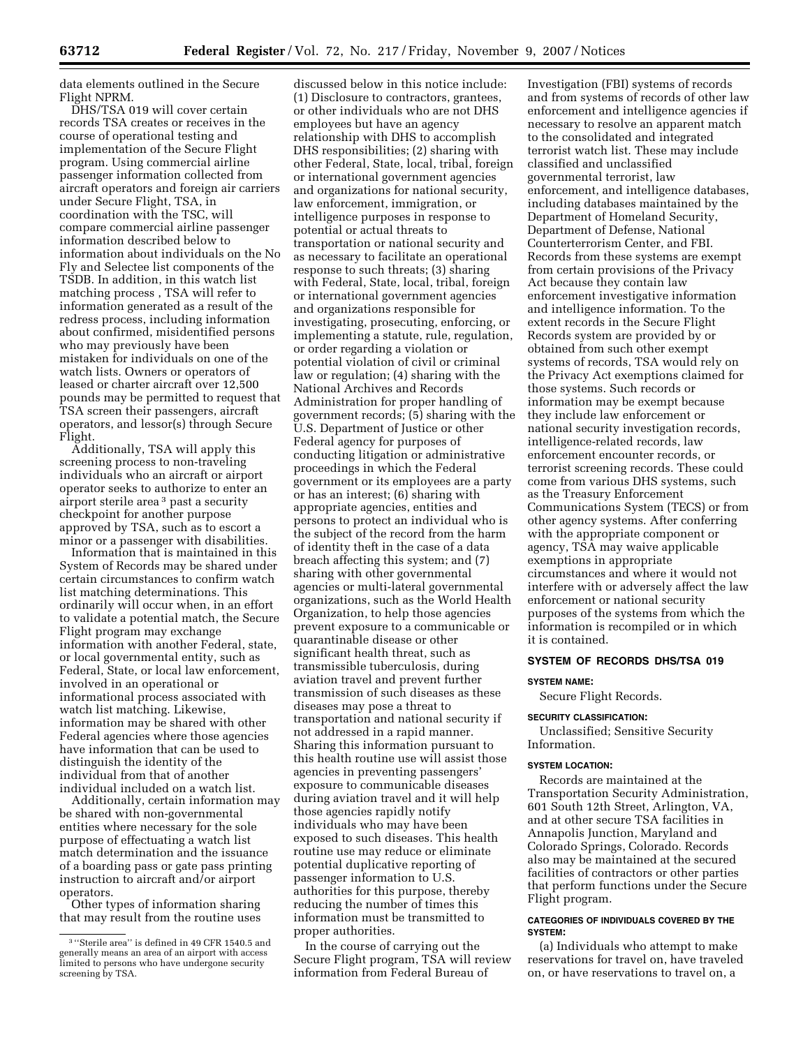data elements outlined in the Secure Flight NPRM.

DHS/TSA 019 will cover certain records TSA creates or receives in the course of operational testing and implementation of the Secure Flight program. Using commercial airline passenger information collected from aircraft operators and foreign air carriers under Secure Flight, TSA, in coordination with the TSC, will compare commercial airline passenger information described below to information about individuals on the No Fly and Selectee list components of the TSDB. In addition, in this watch list matching process , TSA will refer to information generated as a result of the redress process, including information about confirmed, misidentified persons who may previously have been mistaken for individuals on one of the watch lists. Owners or operators of leased or charter aircraft over 12,500 pounds may be permitted to request that TSA screen their passengers, aircraft operators, and lessor(s) through Secure Flight.

Additionally, TSA will apply this screening process to non-traveling individuals who an aircraft or airport operator seeks to authorize to enter an airport sterile area [3] past a security checkpoint for another purpose approved by TSA, such as to escort a minor or a passenger with disabilities.

Information that is maintained in this System of Records may be shared under certain circumstances to confirm watch list matching determinations. This ordinarily will occur when, in an effort to validate a potential match, the Secure Flight program may exchange information with another Federal, state, or local governmental entity, such as Federal, State, or local law enforcement, involved in an operational or informational process associated with watch list matching. Likewise, information may be shared with other Federal agencies where those agencies have information that can be used to distinguish the identity of the individual from that of another individual included on a watch list.

Additionally, certain information may be shared with non-governmental entities where necessary for the sole purpose of effectuating a watch list match determination and the issuance of a boarding pass or gate pass printing instruction to aircraft and/or airport operators.

Other types of information sharing that may result from the routine uses discussed below in this notice include: (1) Disclosure to contractors, grantees, or other individuals who are not DHS employees but have an agency relationship with DHS to accomplish DHS responsibilities; (2) sharing with other Federal, State, local, tribal, foreign or international government agencies and organizations for national security, law enforcement, immigration, or intelligence purposes in response to potential or actual threats to transportation or national security and as necessary to facilitate an operational response to such threats; (3) sharing with Federal, State, local, tribal, foreign or international government agencies and organizations responsible for investigating, prosecuting, enforcing, or implementing a statute, rule, regulation, or order regarding a violation or potential violation of civil or criminal law or regulation; (4) sharing with the National Archives and Records Administration for proper handling of government records; (5) sharing with the U.S. Department of Justice or other Federal agency for purposes of conducting litigation or administrative proceedings in which the Federal government or its employees are a party or has an interest; (6) sharing with appropriate agencies, entities and persons to protect an individual who is the subject of the record from the harm of identity theft in the case of a data breach affecting this system; and (7) sharing with other governmental agencies or multi-lateral governmental organizations, such as the World Health Organization, to help those agencies prevent exposure to a communicable or quarantinable disease or other significant health threat, such as transmissible tuberculosis, during aviation travel and prevent further transmission of such diseases as these diseases may pose a threat to transportation and national security if not addressed in a rapid manner. Sharing this information pursuant to this health routine use will assist those agencies in preventing passengers' exposure to communicable diseases during aviation travel and it will help those agencies rapidly notify individuals who may have been exposed to such diseases. This health routine use may reduce or eliminate potential duplicative reporting of passenger information to U.S. authorities for this purpose, thereby reducing the number of times this information must be transmitted to proper authorities.

In the course of carrying out the Secure Flight program, TSA will review information from Federal Bureau of Investigation (FBI) systems of records and from systems of records of other law enforcement and intelligence agencies if necessary to resolve an apparent match to the consolidated and integrated terrorist watch list. These may include classified and unclassified governmental terrorist, law enforcement, and intelligence databases, including databases maintained by the Department of Homeland Security, Department of Defense, National Counterterrorism Center, and FBI. Records from these systems are exempt from certain provisions of the Privacy Act because they contain law enforcement investigative information and intelligence information. To the extent records in the Secure Flight Records system are provided by or obtained from such other exempt systems of records, TSA would rely on the Privacy Act exemptions claimed for those systems. Such records or information may be exempt because they include law enforcement or national security investigation records, intelligence-related records, law enforcement encounter records, or terrorist screening records. These could come from various DHS systems, such as the Treasury Enforcement Communications System (TECS) or from other agency systems. After conferring with the appropriate component or agency, TSA may waive applicable exemptions in appropriate circumstances and where it would not interfere with or adversely affect the law enforcement or national security purposes of the systems from which the information is recompiled or in which it is contained.

## SYSTEM OF RECORDS DHS/TSA 019

**SYSTEM NAME:**

Secure Flight Records.

**SECURITY CLASSIFICATION:**

Unclassified; Sensitive Security Information.

**SYSTEM LOCATION:**

Records are maintained at the Transportation Security Administration, 601 South 12th Street, Arlington, VA, and at other secure TSA facilities in Annapolis Junction, Maryland and Colorado Springs, Colorado. Records also may be maintained at the secured facilities of contractors or other parties that perform functions under the Secure Flight program.

**CATEGORIES OF INDIVIDUALS COVERED BY THE SYSTEM:**

(a) Individuals who attempt to make reservations for travel on, have traveled on, or have reservations to travel on, a

[3] ''Sterile area'' is defined in 49 CFR 1540.5 and generally means an area of an airport with access limited to persons who have undergone security screening by TSA.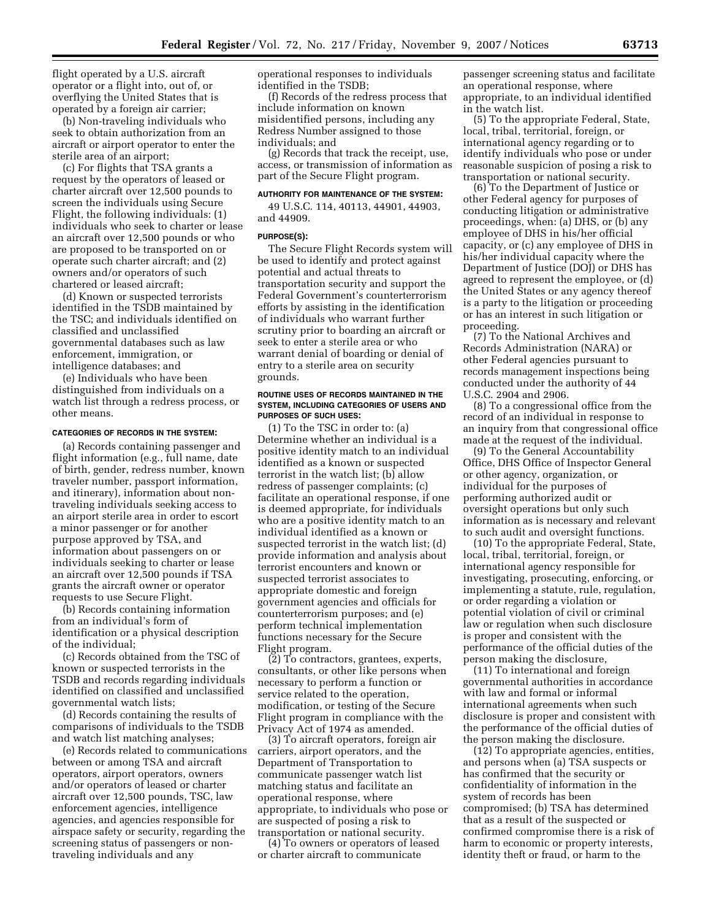flight operated by a U.S. aircraft operator or a flight into, out of, or overflying the United States that is operated by a foreign air carrier;

(b) Non-traveling individuals who seek to obtain authorization from an aircraft or airport operator to enter the sterile area of an airport;

(c) For flights that TSA grants a request by the operators of leased or charter aircraft over 12,500 pounds to screen the individuals using Secure Flight, the following individuals: (1) individuals who seek to charter or lease an aircraft over 12,500 pounds or who are proposed to be transported on or operate such charter aircraft; and (2) owners and/or operators of such chartered or leased aircraft;

(d) Known or suspected terrorists identified in the TSDB maintained by the TSC; and individuals identified on classified and unclassified governmental databases such as law enforcement, immigration, or intelligence databases; and

(e) Individuals who have been distinguished from individuals on a watch list through a redress process, or other means.

#### CATEGORIES OF RECORDS IN THE SYSTEM:

(a) Records containing passenger and flight information (e.g., full name, date of birth, gender, redress number, known traveler number, passport information, and itinerary), information about non-traveling individuals seeking access to an airport sterile area in order to escort a minor passenger or for another purpose approved by TSA, and information about passengers on or individuals seeking to charter or lease an aircraft over 12,500 pounds if TSA grants the aircraft owner or operator requests to use Secure Flight.

(b) Records containing information from an individual's form of identification or a physical description of the individual;

(c) Records obtained from the TSC of known or suspected terrorists in the TSDB and records regarding individuals identified on classified and unclassified governmental watch lists;

(d) Records containing the results of comparisons of individuals to the TSDB and watch list matching analyses;

(e) Records related to communications between or among TSA and aircraft operators, airport operators, owners and/or operators of leased or charter aircraft over 12,500 pounds, TSC, law enforcement agencies, intelligence agencies, and agencies responsible for airspace safety or security, regarding the screening status of passengers or non-traveling individuals and any operational responses to individuals identified in the TSDB;

(f) Records of the redress process that include information on known misidentified persons, including any Redress Number assigned to those individuals; and

(g) Records that track the receipt, use, access, or transmission of information as part of the Secure Flight program.

#### AUTHORITY FOR MAINTENANCE OF THE SYSTEM:

49 U.S.C. 114, 40113, 44901, 44903, and 44909.

#### PURPOSE(S):

The Secure Flight Records system will be used to identify and protect against potential and actual threats to transportation security and support the Federal Government's counterterrorism efforts by assisting in the identification of individuals who warrant further scrutiny prior to boarding an aircraft or seek to enter a sterile area or who warrant denial of boarding or denial of entry to a sterile area on security grounds.

#### ROUTINE USES OF RECORDS MAINTAINED IN THE SYSTEM, INCLUDING CATEGORIES OF USERS AND PURPOSES OF SUCH USES:

(1) To the TSC in order to: (a) Determine whether an individual is a positive identity match to an individual identified as a known or suspected terrorist in the watch list; (b) allow redress of passenger complaints; (c) facilitate an operational response, if one is deemed appropriate, for individuals who are a positive identity match to an individual identified as a known or suspected terrorist in the watch list; (d) provide information and analysis about terrorist encounters and known or suspected terrorist associates to appropriate domestic and foreign government agencies and officials for counterterrorism purposes; and (e) perform technical implementation functions necessary for the Secure Flight program.

(2) To contractors, grantees, experts, consultants, or other like persons when necessary to perform a function or service related to the operation, modification, or testing of the Secure Flight program in compliance with the Privacy Act of 1974 as amended.

(3) To aircraft operators, foreign air carriers, airport operators, and the Department of Transportation to communicate passenger watch list matching status and facilitate an operational response, where appropriate, to individuals who pose or are suspected of posing a risk to transportation or national security.

(4) To owners or operators of leased or charter aircraft to communicate passenger screening status and facilitate an operational response, where appropriate, to an individual identified in the watch list.

(5) To the appropriate Federal, State, local, tribal, territorial, foreign, or international agency regarding or to identify individuals who pose or under reasonable suspicion of posing a risk to transportation or national security.

(6) To the Department of Justice or other Federal agency for purposes of conducting litigation or administrative proceedings, when: (a) DHS, or (b) any employee of DHS in his/her official capacity, or (c) any employee of DHS in his/her individual capacity where the Department of Justice (DOJ) or DHS has agreed to represent the employee, or (d) the United States or any agency thereof is a party to the litigation or proceeding or has an interest in such litigation or proceeding.

(7) To the National Archives and Records Administration (NARA) or other Federal agencies pursuant to records management inspections being conducted under the authority of 44 U.S.C. 2904 and 2906.

(8) To a congressional office from the record of an individual in response to an inquiry from that congressional office made at the request of the individual.

(9) To the General Accountability Office, DHS Office of Inspector General or other agency, organization, or individual for the purposes of performing authorized audit or oversight operations but only such information as is necessary and relevant to such audit and oversight functions.

(10) To the appropriate Federal, State, local, tribal, territorial, foreign, or international agency responsible for investigating, prosecuting, enforcing, or implementing a statute, rule, regulation, or order regarding a violation or potential violation of civil or criminal law or regulation when such disclosure is proper and consistent with the performance of the official duties of the person making the disclosure,

(11) To international and foreign governmental authorities in accordance with law and formal or informal international agreements when such disclosure is proper and consistent with the performance of the official duties of the person making the disclosure.

(12) To appropriate agencies, entities, and persons when (a) TSA suspects or has confirmed that the security or confidentiality of information in the system of records has been compromised; (b) TSA has determined that as a result of the suspected or confirmed compromise there is a risk of harm to economic or property interests, identity theft or fraud, or harm to the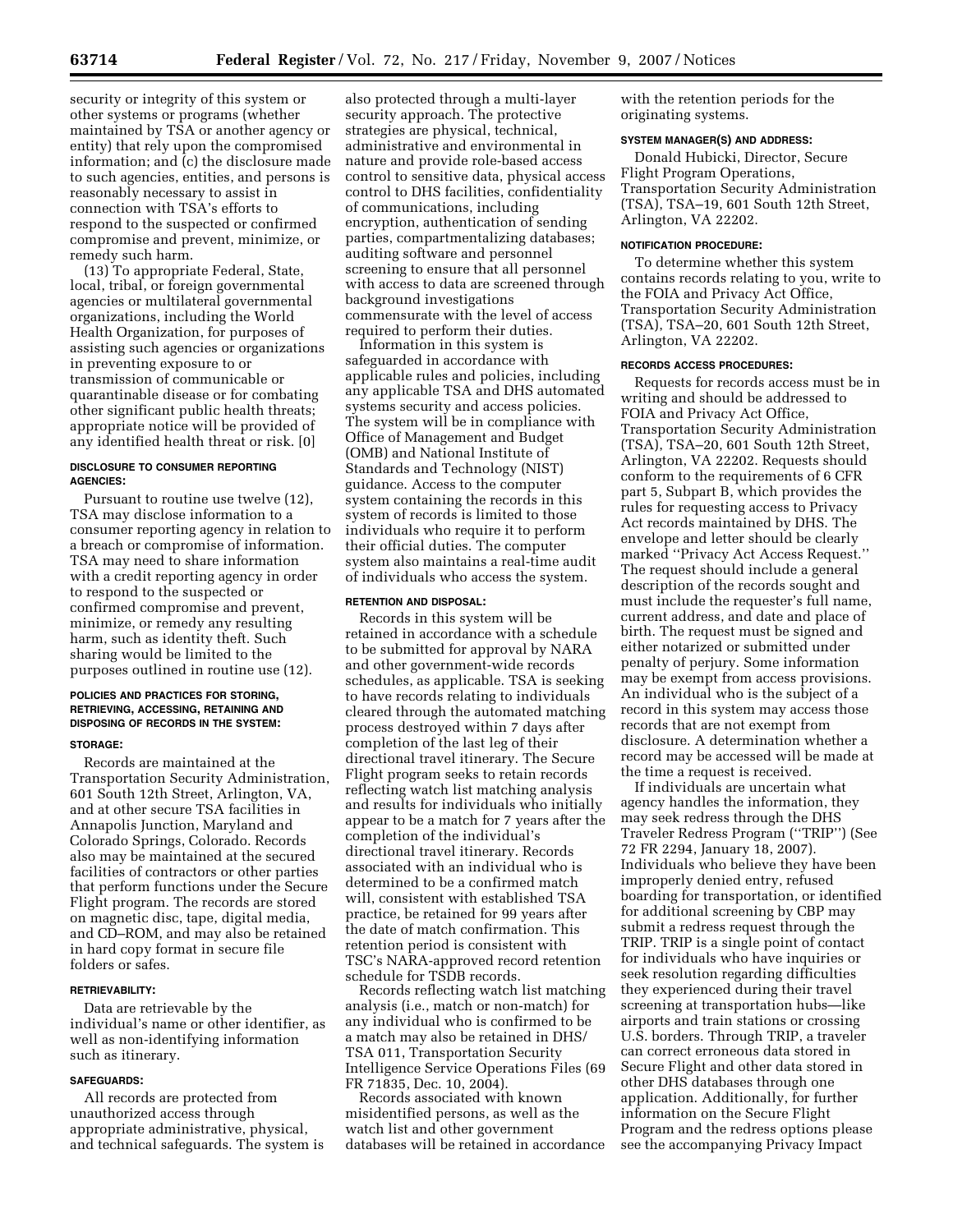security or integrity of this system or other systems or programs (whether maintained by TSA or another agency or entity) that rely upon the compromised information; and (c) the disclosure made to such agencies, entities, and persons is reasonably necessary to assist in connection with TSA's efforts to respond to the suspected or confirmed compromise and prevent, minimize, or remedy such harm.

(13) To appropriate Federal, State, local, tribal, or foreign governmental agencies or multilateral governmental organizations, including the World Health Organization, for purposes of assisting such agencies or organizations in preventing exposure to or transmission of communicable or quarantinable disease or for combating other significant public health threats; appropriate notice will be provided of any identified health threat or risk. [0]

#### DISCLOSURE TO CONSUMER REPORTING AGENCIES:

Pursuant to routine use twelve (12), TSA may disclose information to a consumer reporting agency in relation to a breach or compromise of information. TSA may need to share information with a credit reporting agency in order to respond to the suspected or confirmed compromise and prevent, minimize, or remedy any resulting harm, such as identity theft. Such sharing would be limited to the purposes outlined in routine use (12).

#### POLICIES AND PRACTICES FOR STORING, RETRIEVING, ACCESSING, RETAINING AND DISPOSING OF RECORDS IN THE SYSTEM:

#### STORAGE:

Records are maintained at the Transportation Security Administration, 601 South 12th Street, Arlington, VA, and at other secure TSA facilities in Annapolis Junction, Maryland and Colorado Springs, Colorado. Records also may be maintained at the secured facilities of contractors or other parties that perform functions under the Secure Flight program. The records are stored on magnetic disc, tape, digital media, and CD–ROM, and may also be retained in hard copy format in secure file folders or safes.

#### RETRIEVABILITY:

Data are retrievable by the individual's name or other identifier, as well as non-identifying information such as itinerary.

#### SAFEGUARDS:

All records are protected from unauthorized access through appropriate administrative, physical, and technical safeguards. The system is also protected through a multi-layer security approach. The protective strategies are physical, technical, administrative and environmental in nature and provide role-based access control to sensitive data, physical access control to DHS facilities, confidentiality of communications, including encryption, authentication of sending parties, compartmentalizing databases; auditing software and personnel screening to ensure that all personnel with access to data are screened through background investigations commensurate with the level of access required to perform their duties.

Information in this system is safeguarded in accordance with applicable rules and policies, including any applicable TSA and DHS automated systems security and access policies. The system will be in compliance with Office of Management and Budget (OMB) and National Institute of Standards and Technology (NIST) guidance. Access to the computer system containing the records in this system of records is limited to those individuals who require it to perform their official duties. The computer system also maintains a real-time audit of individuals who access the system.

#### RETENTION AND DISPOSAL:

Records in this system will be retained in accordance with a schedule to be submitted for approval by NARA and other government-wide records schedules, as applicable. TSA is seeking to have records relating to individuals cleared through the automated matching process destroyed within 7 days after completion of the last leg of their directional travel itinerary. The Secure Flight program seeks to retain records reflecting watch list matching analysis and results for individuals who initially appear to be a match for 7 years after the completion of the individual's directional travel itinerary. Records associated with an individual who is determined to be a confirmed match will, consistent with established TSA practice, be retained for 99 years after the date of match confirmation. This retention period is consistent with TSC's NARA-approved record retention schedule for TSDB records.

Records reflecting watch list matching analysis (i.e., match or non-match) for any individual who is confirmed to be a match may also be retained in DHS/TSA 011, Transportation Security Intelligence Service Operations Files (69 FR 71835, Dec. 10, 2004).

Records associated with known misidentified persons, as well as the watch list and other government databases will be retained in accordance with the retention periods for the originating systems.

#### SYSTEM MANAGER(S) AND ADDRESS:

Donald Hubicki, Director, Secure Flight Program Operations, Transportation Security Administration (TSA), TSA–19, 601 South 12th Street, Arlington, VA 22202.

#### NOTIFICATION PROCEDURE:

To determine whether this system contains records relating to you, write to the FOIA and Privacy Act Office, Transportation Security Administration (TSA), TSA–20, 601 South 12th Street, Arlington, VA 22202.

#### RECORDS ACCESS PROCEDURES:

Requests for records access must be in writing and should be addressed to FOIA and Privacy Act Office, Transportation Security Administration (TSA), TSA–20, 601 South 12th Street, Arlington, VA 22202. Requests should conform to the requirements of 6 CFR part 5, Subpart B, which provides the rules for requesting access to Privacy Act records maintained by DHS. The envelope and letter should be clearly marked ''Privacy Act Access Request.'' The request should include a general description of the records sought and must include the requester's full name, current address, and date and place of birth. The request must be signed and either notarized or submitted under penalty of perjury. Some information may be exempt from access provisions. An individual who is the subject of a record in this system may access those records that are not exempt from disclosure. A determination whether a record may be accessed will be made at the time a request is received.

If individuals are uncertain what agency handles the information, they may seek redress through the DHS Traveler Redress Program (''TRIP'') (See 72 FR 2294, January 18, 2007). Individuals who believe they have been improperly denied entry, refused boarding for transportation, or identified for additional screening by CBP may submit a redress request through the TRIP. TRIP is a single point of contact for individuals who have inquiries or seek resolution regarding difficulties they experienced during their travel screening at transportation hubs—like airports and train stations or crossing U.S. borders. Through TRIP, a traveler can correct erroneous data stored in Secure Flight and other data stored in other DHS databases through one application. Additionally, for further information on the Secure Flight Program and the redress options please see the accompanying Privacy Impact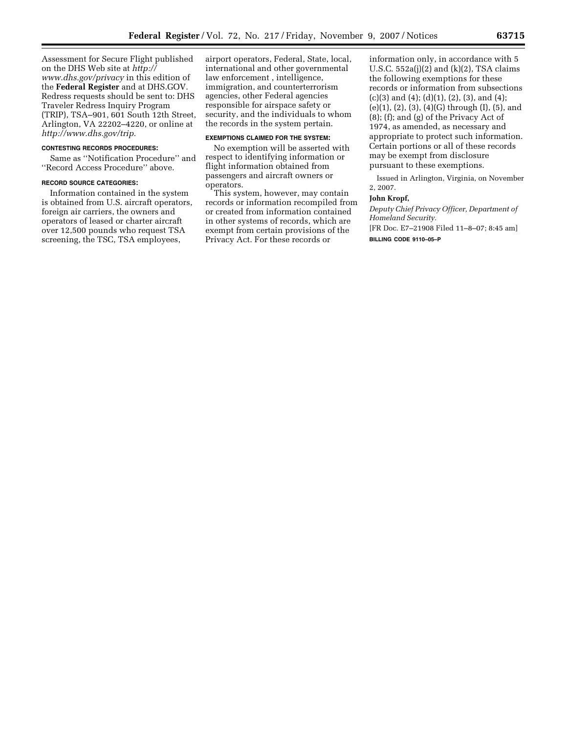Assessment for Secure Flight published on the DHS Web site at *http://www.dhs.gov/privacy* in this edition of the **Federal Register** and at DHS.GOV. Redress requests should be sent to: DHS Traveler Redress Inquiry Program (TRIP), TSA–901, 601 South 12th Street, Arlington, VA 22202–4220, or online at *http://www.dhs.gov/trip.*

#### CONTESTING RECORDS PROCEDURES:

Same as ''Notification Procedure'' and ''Record Access Procedure'' above.

#### RECORD SOURCE CATEGORIES:

Information contained in the system is obtained from U.S. aircraft operators, foreign air carriers, the owners and operators of leased or charter aircraft over 12,500 pounds who request TSA screening, the TSC, TSA employees, airport operators, Federal, State, local, international and other governmental law enforcement , intelligence, immigration, and counterterrorism agencies, other Federal agencies responsible for airspace safety or security, and the individuals to whom the records in the system pertain.

#### EXEMPTIONS CLAIMED FOR THE SYSTEM:

No exemption will be asserted with respect to identifying information or flight information obtained from passengers and aircraft owners or operators.

This system, however, may contain records or information recompiled from or created from information contained in other systems of records, which are exempt from certain provisions of the Privacy Act. For these records or information only, in accordance with 5 U.S.C. 552a(j)(2) and (k)(2), TSA claims the following exemptions for these records or information from subsections (c)(3) and (4); (d)(1), (2), (3), and (4); (e)(1), (2), (3), (4)(G) through (I), (5), and (8); (f); and (g) of the Privacy Act of 1974, as amended, as necessary and appropriate to protect such information. Certain portions or all of these records may be exempt from disclosure pursuant to these exemptions.

Issued in Arlington, Virginia, on November 2, 2007.

**John Kropf,**

*Deputy Chief Privacy Officer, Department of Homeland Security.*

[FR Doc. E7–21908 Filed 11–8–07; 8:45 am]

**BILLING CODE 9110–05–P**